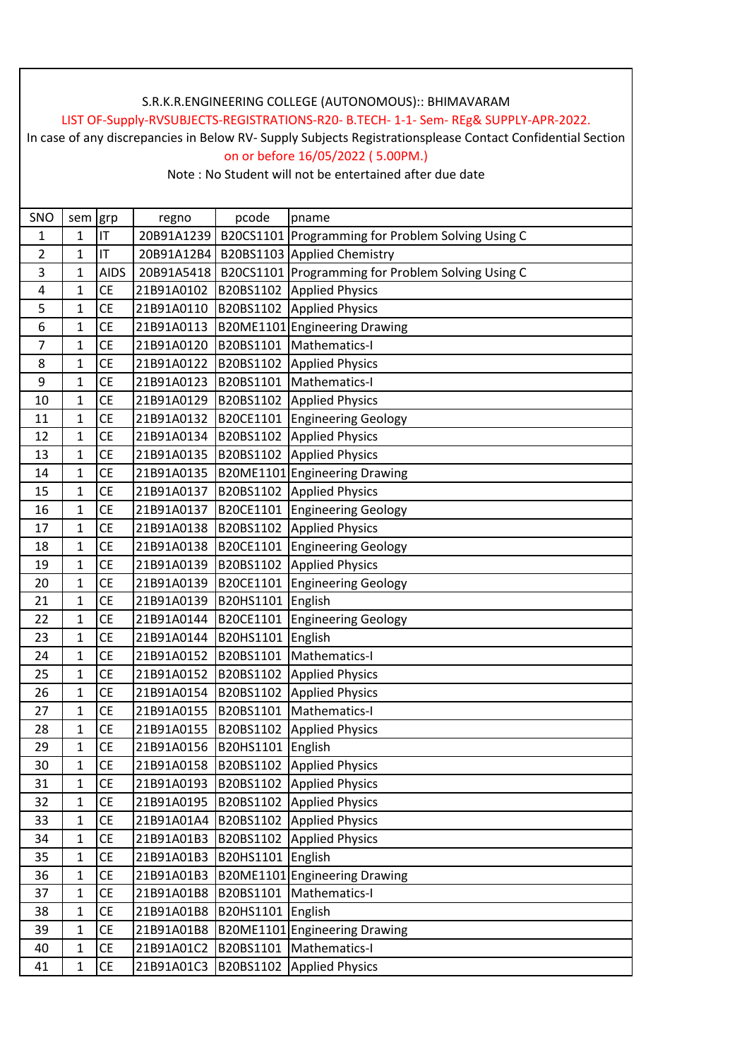S.R.K.R.ENGINEERING COLLEGE (AUTONOMOUS):: BHIMAVARAM

LIST OF-Supply-RVSUBJECTS-REGISTRATIONS-R20- B.TECH- 1-1- Sem- REg& SUPPLY-APR-2022.

In case of any discrepancies in Below RV- Supply Subjects Registrationsplease Contact Confidential Section on or before 16/05/2022 ( 5.00PM.)

Note : No Student will not be entertained after due date

| SNO | sem | grp | regno | pcode | pname |
|---|---|---|---|---|---|
| 1 | 1 | IT | 20B91A1239 | B20CS1101 | Programming for Problem Solving Using C |
| 2 | 1 | IT | 20B91A12B4 | B20BS1103 | Applied Chemistry |
| 3 | 1 | AIDS | 20B91A5418 | B20CS1101 | Programming for Problem Solving Using C |
| 4 | 1 | CE | 21B91A0102 | B20BS1102 | Applied Physics |
| 5 | 1 | CE | 21B91A0110 | B20BS1102 | Applied Physics |
| 6 | 1 | CE | 21B91A0113 | B20ME1101 | Engineering Drawing |
| 7 | 1 | CE | 21B91A0120 | B20BS1101 | Mathematics-I |
| 8 | 1 | CE | 21B91A0122 | B20BS1102 | Applied Physics |
| 9 | 1 | CE | 21B91A0123 | B20BS1101 | Mathematics-I |
| 10 | 1 | CE | 21B91A0129 | B20BS1102 | Applied Physics |
| 11 | 1 | CE | 21B91A0132 | B20CE1101 | Engineering Geology |
| 12 | 1 | CE | 21B91A0134 | B20BS1102 | Applied Physics |
| 13 | 1 | CE | 21B91A0135 | B20BS1102 | Applied Physics |
| 14 | 1 | CE | 21B91A0135 | B20ME1101 | Engineering Drawing |
| 15 | 1 | CE | 21B91A0137 | B20BS1102 | Applied Physics |
| 16 | 1 | CE | 21B91A0137 | B20CE1101 | Engineering Geology |
| 17 | 1 | CE | 21B91A0138 | B20BS1102 | Applied Physics |
| 18 | 1 | CE | 21B91A0138 | B20CE1101 | Engineering Geology |
| 19 | 1 | CE | 21B91A0139 | B20BS1102 | Applied Physics |
| 20 | 1 | CE | 21B91A0139 | B20CE1101 | Engineering Geology |
| 21 | 1 | CE | 21B91A0139 | B20HS1101 | English |
| 22 | 1 | CE | 21B91A0144 | B20CE1101 | Engineering Geology |
| 23 | 1 | CE | 21B91A0144 | B20HS1101 | English |
| 24 | 1 | CE | 21B91A0152 | B20BS1101 | Mathematics-I |
| 25 | 1 | CE | 21B91A0152 | B20BS1102 | Applied Physics |
| 26 | 1 | CE | 21B91A0154 | B20BS1102 | Applied Physics |
| 27 | 1 | CE | 21B91A0155 | B20BS1101 | Mathematics-I |
| 28 | 1 | CE | 21B91A0155 | B20BS1102 | Applied Physics |
| 29 | 1 | CE | 21B91A0156 | B20HS1101 | English |
| 30 | 1 | CE | 21B91A0158 | B20BS1102 | Applied Physics |
| 31 | 1 | CE | 21B91A0193 | B20BS1102 | Applied Physics |
| 32 | 1 | CE | 21B91A0195 | B20BS1102 | Applied Physics |
| 33 | 1 | CE | 21B91A01A4 | B20BS1102 | Applied Physics |
| 34 | 1 | CE | 21B91A01B3 | B20BS1102 | Applied Physics |
| 35 | 1 | CE | 21B91A01B3 | B20HS1101 | English |
| 36 | 1 | CE | 21B91A01B3 | B20ME1101 | Engineering Drawing |
| 37 | 1 | CE | 21B91A01B8 | B20BS1101 | Mathematics-I |
| 38 | 1 | CE | 21B91A01B8 | B20HS1101 | English |
| 39 | 1 | CE | 21B91A01B8 | B20ME1101 | Engineering Drawing |
| 40 | 1 | CE | 21B91A01C2 | B20BS1101 | Mathematics-I |
| 41 | 1 | CE | 21B91A01C3 | B20BS1102 | Applied Physics |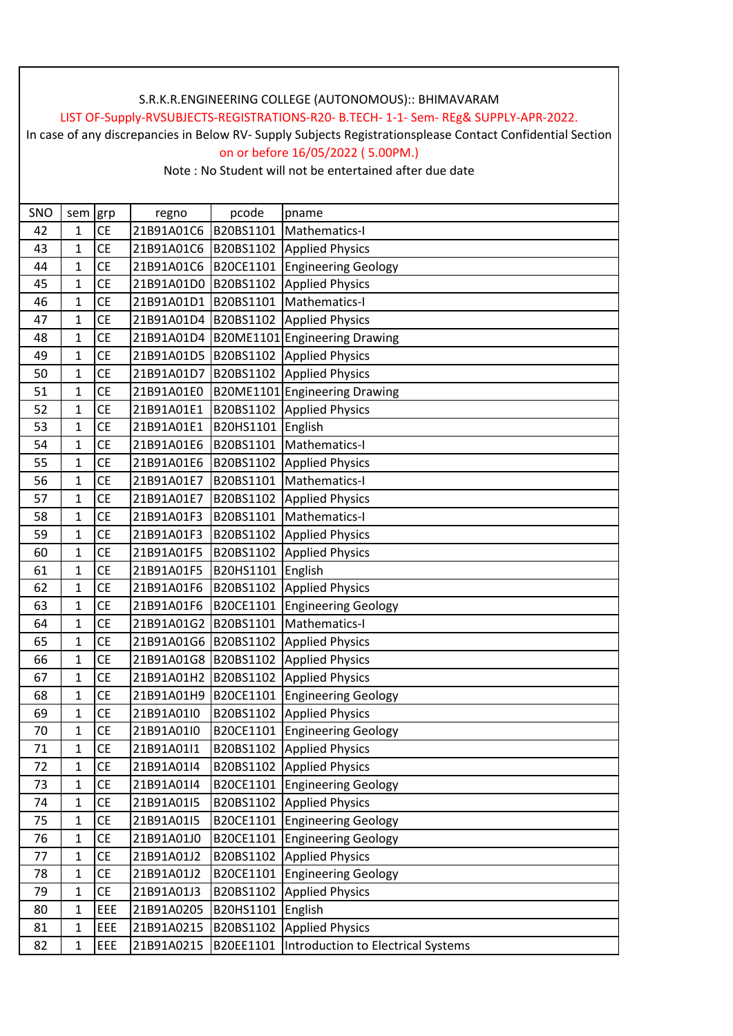S.R.K.R.ENGINEERING COLLEGE (AUTONOMOUS):: BHIMAVARAM

LIST OF-Supply-RVSUBJECTS-REGISTRATIONS-R20- B.TECH- 1-1- Sem- REg& SUPPLY-APR-2022.

In case of any discrepancies in Below RV- Supply Subjects Registrationsplease Contact Confidential Section on or before 16/05/2022 ( 5.00PM.)

Note : No Student will not be entertained after due date

| SNO | sem | grp | regno | pcode | pname |
|---|---|---|---|---|---|
| 42 | 1 | CE | 21B91A01C6 | B20BS1101 | Mathematics-I |
| 43 | 1 | CE | 21B91A01C6 | B20BS1102 | Applied Physics |
| 44 | 1 | CE | 21B91A01C6 | B20CE1101 | Engineering Geology |
| 45 | 1 | CE | 21B91A01D0 | B20BS1102 | Applied Physics |
| 46 | 1 | CE | 21B91A01D1 | B20BS1101 | Mathematics-I |
| 47 | 1 | CE | 21B91A01D4 | B20BS1102 | Applied Physics |
| 48 | 1 | CE | 21B91A01D4 | B20ME1101 | Engineering Drawing |
| 49 | 1 | CE | 21B91A01D5 | B20BS1102 | Applied Physics |
| 50 | 1 | CE | 21B91A01D7 | B20BS1102 | Applied Physics |
| 51 | 1 | CE | 21B91A01E0 | B20ME1101 | Engineering Drawing |
| 52 | 1 | CE | 21B91A01E1 | B20BS1102 | Applied Physics |
| 53 | 1 | CE | 21B91A01E1 | B20HS1101 | English |
| 54 | 1 | CE | 21B91A01E6 | B20BS1101 | Mathematics-I |
| 55 | 1 | CE | 21B91A01E6 | B20BS1102 | Applied Physics |
| 56 | 1 | CE | 21B91A01E7 | B20BS1101 | Mathematics-I |
| 57 | 1 | CE | 21B91A01E7 | B20BS1102 | Applied Physics |
| 58 | 1 | CE | 21B91A01F3 | B20BS1101 | Mathematics-I |
| 59 | 1 | CE | 21B91A01F3 | B20BS1102 | Applied Physics |
| 60 | 1 | CE | 21B91A01F5 | B20BS1102 | Applied Physics |
| 61 | 1 | CE | 21B91A01F5 | B20HS1101 | English |
| 62 | 1 | CE | 21B91A01F6 | B20BS1102 | Applied Physics |
| 63 | 1 | CE | 21B91A01F6 | B20CE1101 | Engineering Geology |
| 64 | 1 | CE | 21B91A01G2 | B20BS1101 | Mathematics-I |
| 65 | 1 | CE | 21B91A01G6 | B20BS1102 | Applied Physics |
| 66 | 1 | CE | 21B91A01G8 | B20BS1102 | Applied Physics |
| 67 | 1 | CE | 21B91A01H2 | B20BS1102 | Applied Physics |
| 68 | 1 | CE | 21B91A01H9 | B20CE1101 | Engineering Geology |
| 69 | 1 | CE | 21B91A01I0 | B20BS1102 | Applied Physics |
| 70 | 1 | CE | 21B91A01I0 | B20CE1101 | Engineering Geology |
| 71 | 1 | CE | 21B91A01I1 | B20BS1102 | Applied Physics |
| 72 | 1 | CE | 21B91A01I4 | B20BS1102 | Applied Physics |
| 73 | 1 | CE | 21B91A01I4 | B20CE1101 | Engineering Geology |
| 74 | 1 | CE | 21B91A01I5 | B20BS1102 | Applied Physics |
| 75 | 1 | CE | 21B91A01I5 | B20CE1101 | Engineering Geology |
| 76 | 1 | CE | 21B91A01J0 | B20CE1101 | Engineering Geology |
| 77 | 1 | CE | 21B91A01J2 | B20BS1102 | Applied Physics |
| 78 | 1 | CE | 21B91A01J2 | B20CE1101 | Engineering Geology |
| 79 | 1 | CE | 21B91A01J3 | B20BS1102 | Applied Physics |
| 80 | 1 | EEE | 21B91A0205 | B20HS1101 | English |
| 81 | 1 | EEE | 21B91A0215 | B20BS1102 | Applied Physics |
| 82 | 1 | EEE | 21B91A0215 | B20EE1101 | Introduction to Electrical Systems |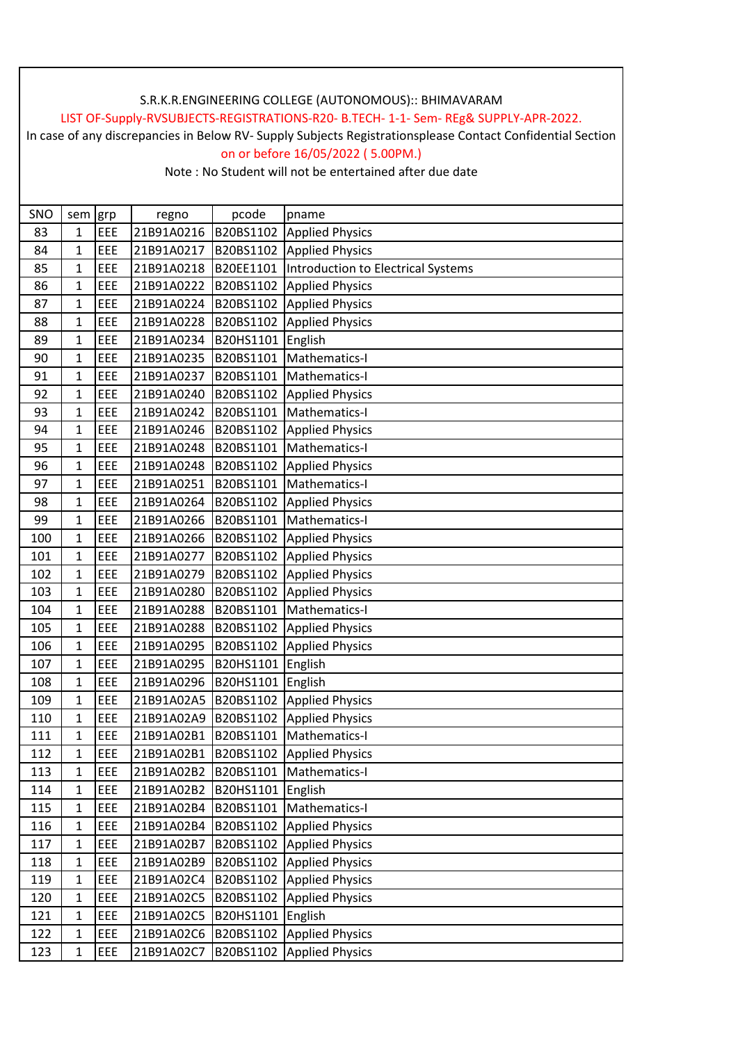S.R.K.R.ENGINEERING COLLEGE (AUTONOMOUS):: BHIMAVARAM

LIST OF-Supply-RVSUBJECTS-REGISTRATIONS-R20- B.TECH- 1-1- Sem- REg& SUPPLY-APR-2022.

In case of any discrepancies in Below RV- Supply Subjects Registrationsplease Contact Confidential Section on or before 16/05/2022 ( 5.00PM.)

Note : No Student will not be entertained after due date

| SNO | sem | grp | regno | pcode | pname |
|---|---|---|---|---|---|
| 83 | 1 | EEE | 21B91A0216 | B20BS1102 | Applied Physics |
| 84 | 1 | EEE | 21B91A0217 | B20BS1102 | Applied Physics |
| 85 | 1 | EEE | 21B91A0218 | B20EE1101 | Introduction to Electrical Systems |
| 86 | 1 | EEE | 21B91A0222 | B20BS1102 | Applied Physics |
| 87 | 1 | EEE | 21B91A0224 | B20BS1102 | Applied Physics |
| 88 | 1 | EEE | 21B91A0228 | B20BS1102 | Applied Physics |
| 89 | 1 | EEE | 21B91A0234 | B20HS1101 | English |
| 90 | 1 | EEE | 21B91A0235 | B20BS1101 | Mathematics-I |
| 91 | 1 | EEE | 21B91A0237 | B20BS1101 | Mathematics-I |
| 92 | 1 | EEE | 21B91A0240 | B20BS1102 | Applied Physics |
| 93 | 1 | EEE | 21B91A0242 | B20BS1101 | Mathematics-I |
| 94 | 1 | EEE | 21B91A0246 | B20BS1102 | Applied Physics |
| 95 | 1 | EEE | 21B91A0248 | B20BS1101 | Mathematics-I |
| 96 | 1 | EEE | 21B91A0248 | B20BS1102 | Applied Physics |
| 97 | 1 | EEE | 21B91A0251 | B20BS1101 | Mathematics-I |
| 98 | 1 | EEE | 21B91A0264 | B20BS1102 | Applied Physics |
| 99 | 1 | EEE | 21B91A0266 | B20BS1101 | Mathematics-I |
| 100 | 1 | EEE | 21B91A0266 | B20BS1102 | Applied Physics |
| 101 | 1 | EEE | 21B91A0277 | B20BS1102 | Applied Physics |
| 102 | 1 | EEE | 21B91A0279 | B20BS1102 | Applied Physics |
| 103 | 1 | EEE | 21B91A0280 | B20BS1102 | Applied Physics |
| 104 | 1 | EEE | 21B91A0288 | B20BS1101 | Mathematics-I |
| 105 | 1 | EEE | 21B91A0288 | B20BS1102 | Applied Physics |
| 106 | 1 | EEE | 21B91A0295 | B20BS1102 | Applied Physics |
| 107 | 1 | EEE | 21B91A0295 | B20HS1101 | English |
| 108 | 1 | EEE | 21B91A0296 | B20HS1101 | English |
| 109 | 1 | EEE | 21B91A02A5 | B20BS1102 | Applied Physics |
| 110 | 1 | EEE | 21B91A02A9 | B20BS1102 | Applied Physics |
| 111 | 1 | EEE | 21B91A02B1 | B20BS1101 | Mathematics-I |
| 112 | 1 | EEE | 21B91A02B1 | B20BS1102 | Applied Physics |
| 113 | 1 | EEE | 21B91A02B2 | B20BS1101 | Mathematics-I |
| 114 | 1 | EEE | 21B91A02B2 | B20HS1101 | English |
| 115 | 1 | EEE | 21B91A02B4 | B20BS1101 | Mathematics-I |
| 116 | 1 | EEE | 21B91A02B4 | B20BS1102 | Applied Physics |
| 117 | 1 | EEE | 21B91A02B7 | B20BS1102 | Applied Physics |
| 118 | 1 | EEE | 21B91A02B9 | B20BS1102 | Applied Physics |
| 119 | 1 | EEE | 21B91A02C4 | B20BS1102 | Applied Physics |
| 120 | 1 | EEE | 21B91A02C5 | B20BS1102 | Applied Physics |
| 121 | 1 | EEE | 21B91A02C5 | B20HS1101 | English |
| 122 | 1 | EEE | 21B91A02C6 | B20BS1102 | Applied Physics |
| 123 | 1 | EEE | 21B91A02C7 | B20BS1102 | Applied Physics |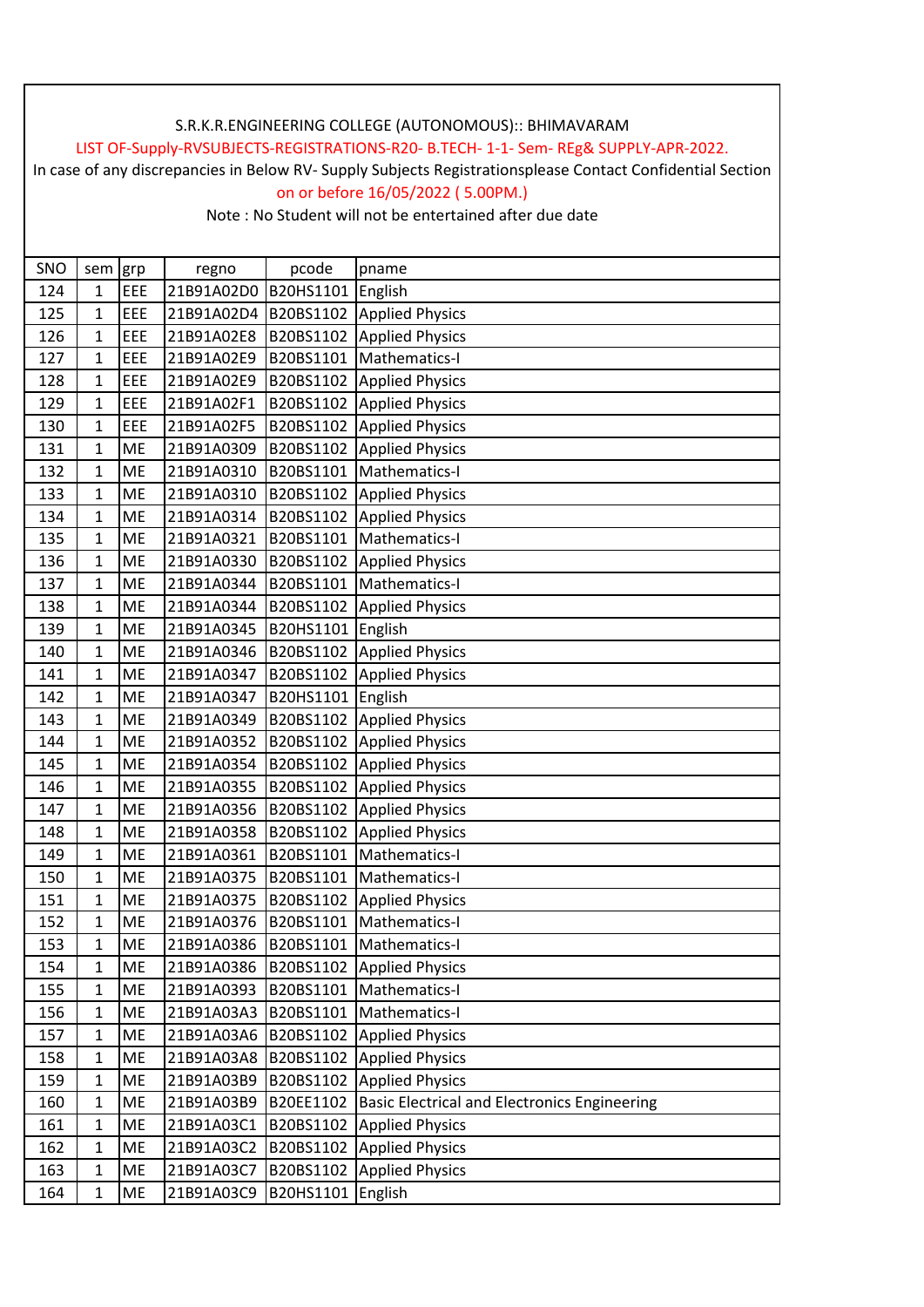S.R.K.R.ENGINEERING COLLEGE (AUTONOMOUS):: BHIMAVARAM

LIST OF-Supply-RVSUBJECTS-REGISTRATIONS-R20- B.TECH- 1-1- Sem- REg& SUPPLY-APR-2022.

In case of any discrepancies in Below RV- Supply Subjects Registrationsplease Contact Confidential Section on or before 16/05/2022 ( 5.00PM.)

Note : No Student will not be entertained after due date

| SNO | sem | grp | regno | pcode | pname |
|---|---|---|---|---|---|
| 124 | 1 | EEE | 21B91A02D0 | B20HS1101 | English |
| 125 | 1 | EEE | 21B91A02D4 | B20BS1102 | Applied Physics |
| 126 | 1 | EEE | 21B91A02E8 | B20BS1102 | Applied Physics |
| 127 | 1 | EEE | 21B91A02E9 | B20BS1101 | Mathematics-I |
| 128 | 1 | EEE | 21B91A02E9 | B20BS1102 | Applied Physics |
| 129 | 1 | EEE | 21B91A02F1 | B20BS1102 | Applied Physics |
| 130 | 1 | EEE | 21B91A02F5 | B20BS1102 | Applied Physics |
| 131 | 1 | ME | 21B91A0309 | B20BS1102 | Applied Physics |
| 132 | 1 | ME | 21B91A0310 | B20BS1101 | Mathematics-I |
| 133 | 1 | ME | 21B91A0310 | B20BS1102 | Applied Physics |
| 134 | 1 | ME | 21B91A0314 | B20BS1102 | Applied Physics |
| 135 | 1 | ME | 21B91A0321 | B20BS1101 | Mathematics-I |
| 136 | 1 | ME | 21B91A0330 | B20BS1102 | Applied Physics |
| 137 | 1 | ME | 21B91A0344 | B20BS1101 | Mathematics-I |
| 138 | 1 | ME | 21B91A0344 | B20BS1102 | Applied Physics |
| 139 | 1 | ME | 21B91A0345 | B20HS1101 | English |
| 140 | 1 | ME | 21B91A0346 | B20BS1102 | Applied Physics |
| 141 | 1 | ME | 21B91A0347 | B20BS1102 | Applied Physics |
| 142 | 1 | ME | 21B91A0347 | B20HS1101 | English |
| 143 | 1 | ME | 21B91A0349 | B20BS1102 | Applied Physics |
| 144 | 1 | ME | 21B91A0352 | B20BS1102 | Applied Physics |
| 145 | 1 | ME | 21B91A0354 | B20BS1102 | Applied Physics |
| 146 | 1 | ME | 21B91A0355 | B20BS1102 | Applied Physics |
| 147 | 1 | ME | 21B91A0356 | B20BS1102 | Applied Physics |
| 148 | 1 | ME | 21B91A0358 | B20BS1102 | Applied Physics |
| 149 | 1 | ME | 21B91A0361 | B20BS1101 | Mathematics-I |
| 150 | 1 | ME | 21B91A0375 | B20BS1101 | Mathematics-I |
| 151 | 1 | ME | 21B91A0375 | B20BS1102 | Applied Physics |
| 152 | 1 | ME | 21B91A0376 | B20BS1101 | Mathematics-I |
| 153 | 1 | ME | 21B91A0386 | B20BS1101 | Mathematics-I |
| 154 | 1 | ME | 21B91A0386 | B20BS1102 | Applied Physics |
| 155 | 1 | ME | 21B91A0393 | B20BS1101 | Mathematics-I |
| 156 | 1 | ME | 21B91A03A3 | B20BS1101 | Mathematics-I |
| 157 | 1 | ME | 21B91A03A6 | B20BS1102 | Applied Physics |
| 158 | 1 | ME | 21B91A03A8 | B20BS1102 | Applied Physics |
| 159 | 1 | ME | 21B91A03B9 | B20BS1102 | Applied Physics |
| 160 | 1 | ME | 21B91A03B9 | B20EE1102 | Basic Electrical and Electronics Engineering |
| 161 | 1 | ME | 21B91A03C1 | B20BS1102 | Applied Physics |
| 162 | 1 | ME | 21B91A03C2 | B20BS1102 | Applied Physics |
| 163 | 1 | ME | 21B91A03C7 | B20BS1102 | Applied Physics |
| 164 | 1 | ME | 21B91A03C9 | B20HS1101 | English |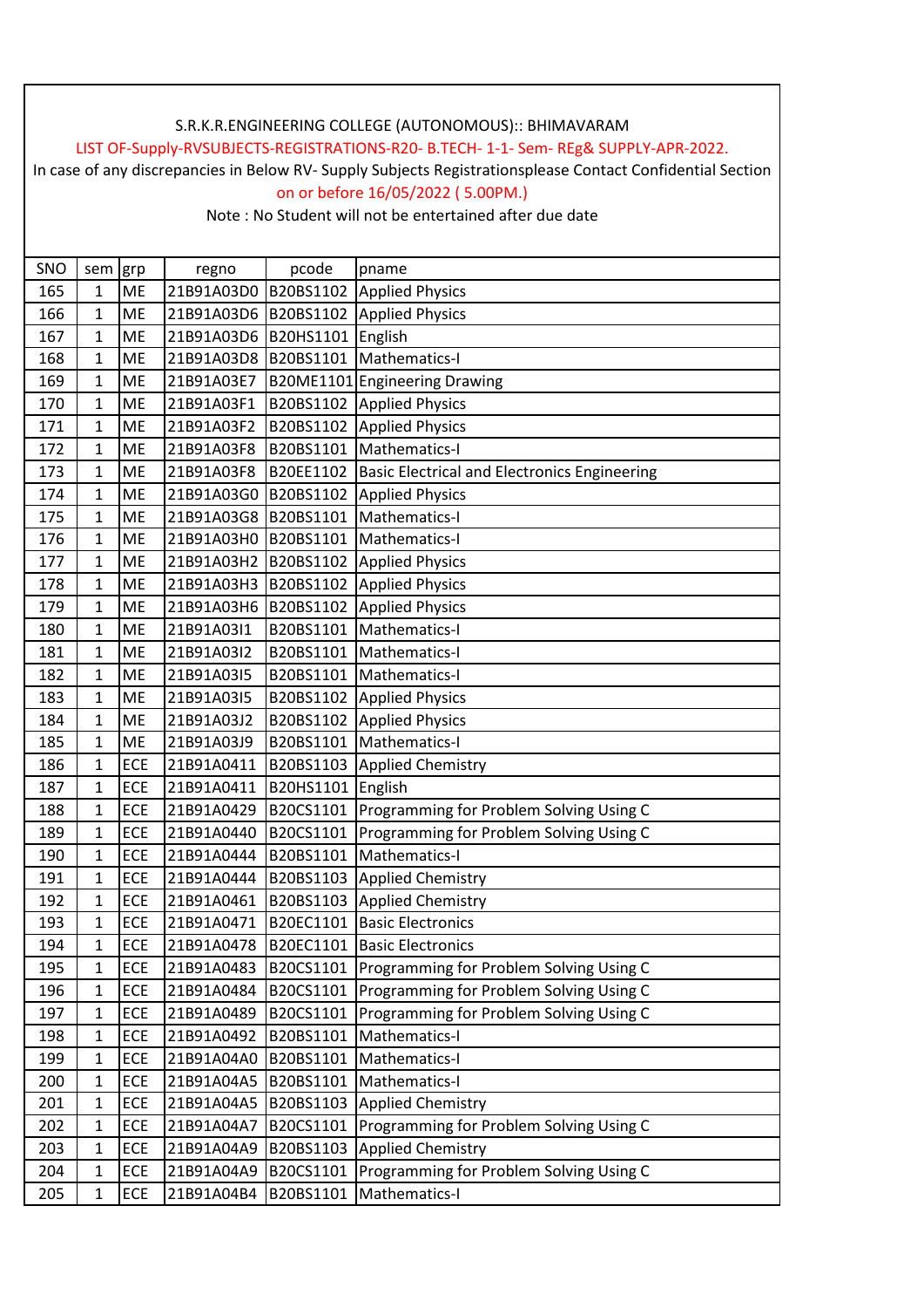S.R.K.R.ENGINEERING COLLEGE (AUTONOMOUS):: BHIMAVARAM

LIST OF-Supply-RVSUBJECTS-REGISTRATIONS-R20- B.TECH- 1-1- Sem- REg& SUPPLY-APR-2022.

In case of any discrepancies in Below RV- Supply Subjects Registrationsplease Contact Confidential Section on or before 16/05/2022 ( 5.00PM.)

Note : No Student will not be entertained after due date

| SNO | sem | grp | regno | pcode | pname |
|---|---|---|---|---|---|
| 165 | 1 | ME | 21B91A03D0 | B20BS1102 | Applied Physics |
| 166 | 1 | ME | 21B91A03D6 | B20BS1102 | Applied Physics |
| 167 | 1 | ME | 21B91A03D6 | B20HS1101 | English |
| 168 | 1 | ME | 21B91A03D8 | B20BS1101 | Mathematics-I |
| 169 | 1 | ME | 21B91A03E7 | B20ME1101 | Engineering Drawing |
| 170 | 1 | ME | 21B91A03F1 | B20BS1102 | Applied Physics |
| 171 | 1 | ME | 21B91A03F2 | B20BS1102 | Applied Physics |
| 172 | 1 | ME | 21B91A03F8 | B20BS1101 | Mathematics-I |
| 173 | 1 | ME | 21B91A03F8 | B20EE1102 | Basic Electrical and Electronics Engineering |
| 174 | 1 | ME | 21B91A03G0 | B20BS1102 | Applied Physics |
| 175 | 1 | ME | 21B91A03G8 | B20BS1101 | Mathematics-I |
| 176 | 1 | ME | 21B91A03H0 | B20BS1101 | Mathematics-I |
| 177 | 1 | ME | 21B91A03H2 | B20BS1102 | Applied Physics |
| 178 | 1 | ME | 21B91A03H3 | B20BS1102 | Applied Physics |
| 179 | 1 | ME | 21B91A03H6 | B20BS1102 | Applied Physics |
| 180 | 1 | ME | 21B91A03I1 | B20BS1101 | Mathematics-I |
| 181 | 1 | ME | 21B91A03I2 | B20BS1101 | Mathematics-I |
| 182 | 1 | ME | 21B91A03I5 | B20BS1101 | Mathematics-I |
| 183 | 1 | ME | 21B91A03I5 | B20BS1102 | Applied Physics |
| 184 | 1 | ME | 21B91A03J2 | B20BS1102 | Applied Physics |
| 185 | 1 | ME | 21B91A03J9 | B20BS1101 | Mathematics-I |
| 186 | 1 | ECE | 21B91A0411 | B20BS1103 | Applied Chemistry |
| 187 | 1 | ECE | 21B91A0411 | B20HS1101 | English |
| 188 | 1 | ECE | 21B91A0429 | B20CS1101 | Programming for Problem Solving Using C |
| 189 | 1 | ECE | 21B91A0440 | B20CS1101 | Programming for Problem Solving Using C |
| 190 | 1 | ECE | 21B91A0444 | B20BS1101 | Mathematics-I |
| 191 | 1 | ECE | 21B91A0444 | B20BS1103 | Applied Chemistry |
| 192 | 1 | ECE | 21B91A0461 | B20BS1103 | Applied Chemistry |
| 193 | 1 | ECE | 21B91A0471 | B20EC1101 | Basic Electronics |
| 194 | 1 | ECE | 21B91A0478 | B20EC1101 | Basic Electronics |
| 195 | 1 | ECE | 21B91A0483 | B20CS1101 | Programming for Problem Solving Using C |
| 196 | 1 | ECE | 21B91A0484 | B20CS1101 | Programming for Problem Solving Using C |
| 197 | 1 | ECE | 21B91A0489 | B20CS1101 | Programming for Problem Solving Using C |
| 198 | 1 | ECE | 21B91A0492 | B20BS1101 | Mathematics-I |
| 199 | 1 | ECE | 21B91A04A0 | B20BS1101 | Mathematics-I |
| 200 | 1 | ECE | 21B91A04A5 | B20BS1101 | Mathematics-I |
| 201 | 1 | ECE | 21B91A04A5 | B20BS1103 | Applied Chemistry |
| 202 | 1 | ECE | 21B91A04A7 | B20CS1101 | Programming for Problem Solving Using C |
| 203 | 1 | ECE | 21B91A04A9 | B20BS1103 | Applied Chemistry |
| 204 | 1 | ECE | 21B91A04A9 | B20CS1101 | Programming for Problem Solving Using C |
| 205 | 1 | ECE | 21B91A04B4 | B20BS1101 | Mathematics-I |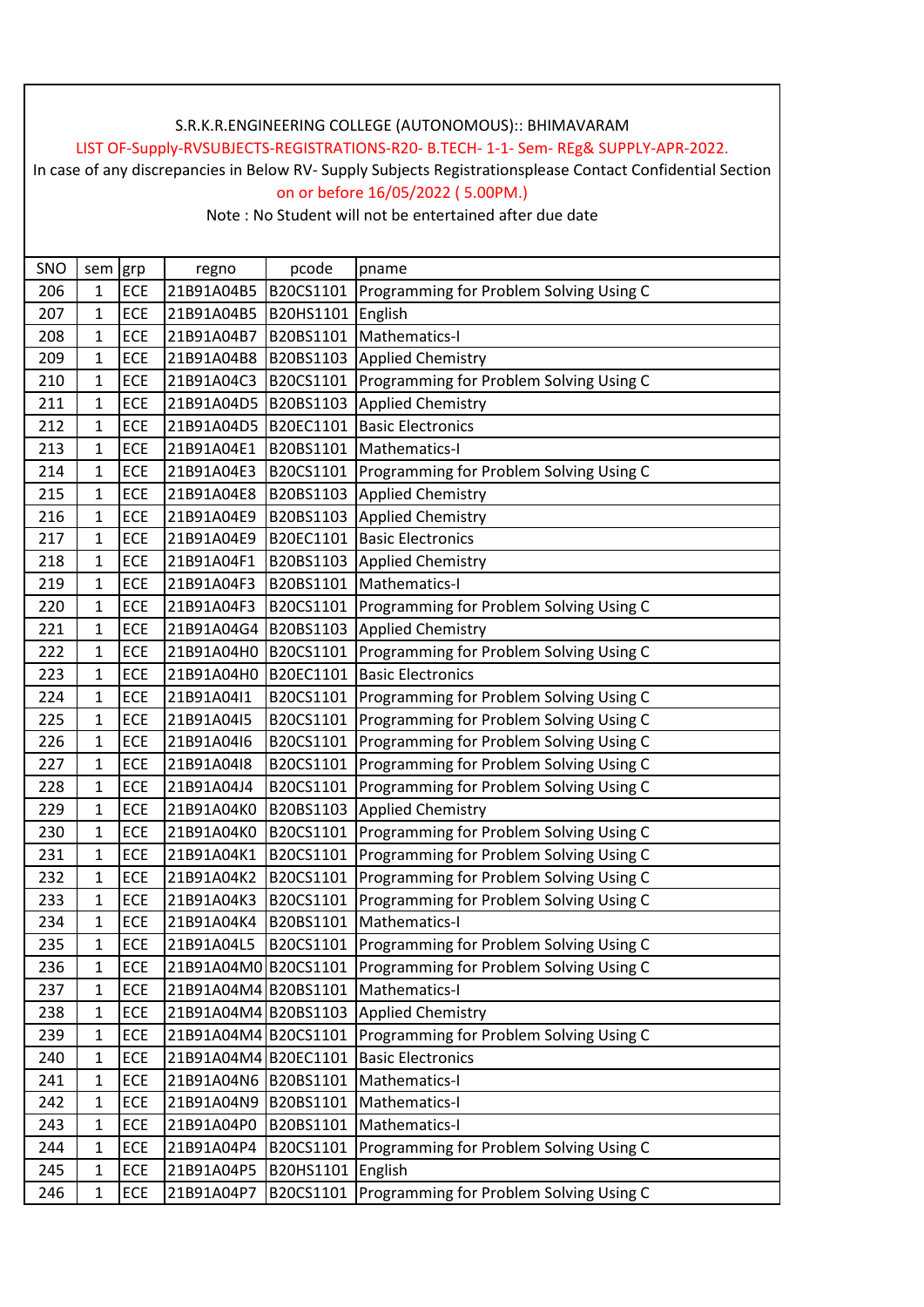S.R.K.R.ENGINEERING COLLEGE (AUTONOMOUS):: BHIMAVARAM

LIST OF-Supply-RVSUBJECTS-REGISTRATIONS-R20- B.TECH- 1-1- Sem- REg& SUPPLY-APR-2022.

In case of any discrepancies in Below RV- Supply Subjects Registrationsplease Contact Confidential Section on or before 16/05/2022 ( 5.00PM.)

Note : No Student will not be entertained after due date

| SNO | sem | grp | regno | pcode | pname |
|---|---|---|---|---|---|
| 206 | 1 | ECE | 21B91A04B5 | B20CS1101 | Programming for Problem Solving Using C |
| 207 | 1 | ECE | 21B91A04B5 | B20HS1101 | English |
| 208 | 1 | ECE | 21B91A04B7 | B20BS1101 | Mathematics-I |
| 209 | 1 | ECE | 21B91A04B8 | B20BS1103 | Applied Chemistry |
| 210 | 1 | ECE | 21B91A04C3 | B20CS1101 | Programming for Problem Solving Using C |
| 211 | 1 | ECE | 21B91A04D5 | B20BS1103 | Applied Chemistry |
| 212 | 1 | ECE | 21B91A04D5 | B20EC1101 | Basic Electronics |
| 213 | 1 | ECE | 21B91A04E1 | B20BS1101 | Mathematics-I |
| 214 | 1 | ECE | 21B91A04E3 | B20CS1101 | Programming for Problem Solving Using C |
| 215 | 1 | ECE | 21B91A04E8 | B20BS1103 | Applied Chemistry |
| 216 | 1 | ECE | 21B91A04E9 | B20BS1103 | Applied Chemistry |
| 217 | 1 | ECE | 21B91A04E9 | B20EC1101 | Basic Electronics |
| 218 | 1 | ECE | 21B91A04F1 | B20BS1103 | Applied Chemistry |
| 219 | 1 | ECE | 21B91A04F3 | B20BS1101 | Mathematics-I |
| 220 | 1 | ECE | 21B91A04F3 | B20CS1101 | Programming for Problem Solving Using C |
| 221 | 1 | ECE | 21B91A04G4 | B20BS1103 | Applied Chemistry |
| 222 | 1 | ECE | 21B91A04H0 | B20CS1101 | Programming for Problem Solving Using C |
| 223 | 1 | ECE | 21B91A04H0 | B20EC1101 | Basic Electronics |
| 224 | 1 | ECE | 21B91A04I1 | B20CS1101 | Programming for Problem Solving Using C |
| 225 | 1 | ECE | 21B91A04I5 | B20CS1101 | Programming for Problem Solving Using C |
| 226 | 1 | ECE | 21B91A04I6 | B20CS1101 | Programming for Problem Solving Using C |
| 227 | 1 | ECE | 21B91A04I8 | B20CS1101 | Programming for Problem Solving Using C |
| 228 | 1 | ECE | 21B91A04J4 | B20CS1101 | Programming for Problem Solving Using C |
| 229 | 1 | ECE | 21B91A04K0 | B20BS1103 | Applied Chemistry |
| 230 | 1 | ECE | 21B91A04K0 | B20CS1101 | Programming for Problem Solving Using C |
| 231 | 1 | ECE | 21B91A04K1 | B20CS1101 | Programming for Problem Solving Using C |
| 232 | 1 | ECE | 21B91A04K2 | B20CS1101 | Programming for Problem Solving Using C |
| 233 | 1 | ECE | 21B91A04K3 | B20CS1101 | Programming for Problem Solving Using C |
| 234 | 1 | ECE | 21B91A04K4 | B20BS1101 | Mathematics-I |
| 235 | 1 | ECE | 21B91A04L5 | B20CS1101 | Programming for Problem Solving Using C |
| 236 | 1 | ECE | 21B91A04M0 | B20CS1101 | Programming for Problem Solving Using C |
| 237 | 1 | ECE | 21B91A04M4 | B20BS1101 | Mathematics-I |
| 238 | 1 | ECE | 21B91A04M4 | B20BS1103 | Applied Chemistry |
| 239 | 1 | ECE | 21B91A04M4 | B20CS1101 | Programming for Problem Solving Using C |
| 240 | 1 | ECE | 21B91A04M4 | B20EC1101 | Basic Electronics |
| 241 | 1 | ECE | 21B91A04N6 | B20BS1101 | Mathematics-I |
| 242 | 1 | ECE | 21B91A04N9 | B20BS1101 | Mathematics-I |
| 243 | 1 | ECE | 21B91A04P0 | B20BS1101 | Mathematics-I |
| 244 | 1 | ECE | 21B91A04P4 | B20CS1101 | Programming for Problem Solving Using C |
| 245 | 1 | ECE | 21B91A04P5 | B20HS1101 | English |
| 246 | 1 | ECE | 21B91A04P7 | B20CS1101 | Programming for Problem Solving Using C |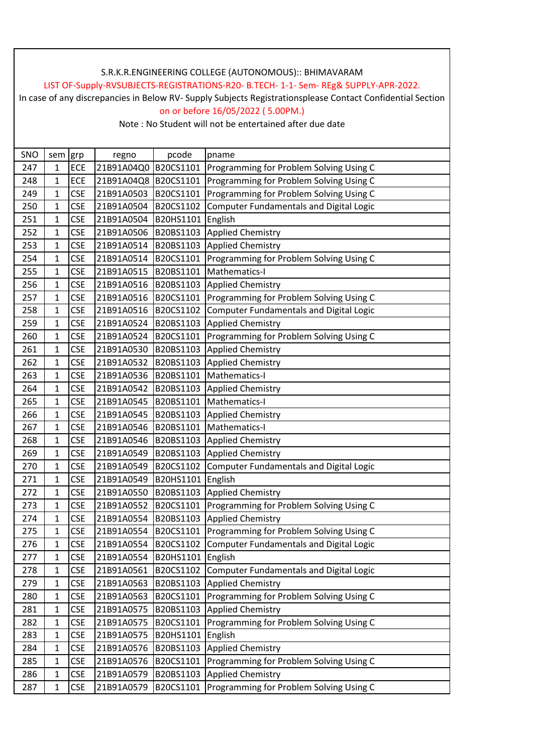S.R.K.R.ENGINEERING COLLEGE (AUTONOMOUS):: BHIMAVARAM

LIST OF-Supply-RVSUBJECTS-REGISTRATIONS-R20- B.TECH- 1-1- Sem- REg& SUPPLY-APR-2022.

In case of any discrepancies in Below RV- Supply Subjects Registrationsplease Contact Confidential Section

on or before 16/05/2022 ( 5.00PM.)

Note : No Student will not be entertained after due date

| SNO | sem | grp | regno | pcode | pname |
|---|---|---|---|---|---|
| 247 | 1 | ECE | 21B91A04Q0 | B20CS1101 | Programming for Problem Solving Using C |
| 248 | 1 | ECE | 21B91A04Q8 | B20CS1101 | Programming for Problem Solving Using C |
| 249 | 1 | CSE | 21B91A0503 | B20CS1101 | Programming for Problem Solving Using C |
| 250 | 1 | CSE | 21B91A0504 | B20CS1102 | Computer Fundamentals and Digital Logic |
| 251 | 1 | CSE | 21B91A0504 | B20HS1101 | English |
| 252 | 1 | CSE | 21B91A0506 | B20BS1103 | Applied Chemistry |
| 253 | 1 | CSE | 21B91A0514 | B20BS1103 | Applied Chemistry |
| 254 | 1 | CSE | 21B91A0514 | B20CS1101 | Programming for Problem Solving Using C |
| 255 | 1 | CSE | 21B91A0515 | B20BS1101 | Mathematics-I |
| 256 | 1 | CSE | 21B91A0516 | B20BS1103 | Applied Chemistry |
| 257 | 1 | CSE | 21B91A0516 | B20CS1101 | Programming for Problem Solving Using C |
| 258 | 1 | CSE | 21B91A0516 | B20CS1102 | Computer Fundamentals and Digital Logic |
| 259 | 1 | CSE | 21B91A0524 | B20BS1103 | Applied Chemistry |
| 260 | 1 | CSE | 21B91A0524 | B20CS1101 | Programming for Problem Solving Using C |
| 261 | 1 | CSE | 21B91A0530 | B20BS1103 | Applied Chemistry |
| 262 | 1 | CSE | 21B91A0532 | B20BS1103 | Applied Chemistry |
| 263 | 1 | CSE | 21B91A0536 | B20BS1101 | Mathematics-I |
| 264 | 1 | CSE | 21B91A0542 | B20BS1103 | Applied Chemistry |
| 265 | 1 | CSE | 21B91A0545 | B20BS1101 | Mathematics-I |
| 266 | 1 | CSE | 21B91A0545 | B20BS1103 | Applied Chemistry |
| 267 | 1 | CSE | 21B91A0546 | B20BS1101 | Mathematics-I |
| 268 | 1 | CSE | 21B91A0546 | B20BS1103 | Applied Chemistry |
| 269 | 1 | CSE | 21B91A0549 | B20BS1103 | Applied Chemistry |
| 270 | 1 | CSE | 21B91A0549 | B20CS1102 | Computer Fundamentals and Digital Logic |
| 271 | 1 | CSE | 21B91A0549 | B20HS1101 | English |
| 272 | 1 | CSE | 21B91A0550 | B20BS1103 | Applied Chemistry |
| 273 | 1 | CSE | 21B91A0552 | B20CS1101 | Programming for Problem Solving Using C |
| 274 | 1 | CSE | 21B91A0554 | B20BS1103 | Applied Chemistry |
| 275 | 1 | CSE | 21B91A0554 | B20CS1101 | Programming for Problem Solving Using C |
| 276 | 1 | CSE | 21B91A0554 | B20CS1102 | Computer Fundamentals and Digital Logic |
| 277 | 1 | CSE | 21B91A0554 | B20HS1101 | English |
| 278 | 1 | CSE | 21B91A0561 | B20CS1102 | Computer Fundamentals and Digital Logic |
| 279 | 1 | CSE | 21B91A0563 | B20BS1103 | Applied Chemistry |
| 280 | 1 | CSE | 21B91A0563 | B20CS1101 | Programming for Problem Solving Using C |
| 281 | 1 | CSE | 21B91A0575 | B20BS1103 | Applied Chemistry |
| 282 | 1 | CSE | 21B91A0575 | B20CS1101 | Programming for Problem Solving Using C |
| 283 | 1 | CSE | 21B91A0575 | B20HS1101 | English |
| 284 | 1 | CSE | 21B91A0576 | B20BS1103 | Applied Chemistry |
| 285 | 1 | CSE | 21B91A0576 | B20CS1101 | Programming for Problem Solving Using C |
| 286 | 1 | CSE | 21B91A0579 | B20BS1103 | Applied Chemistry |
| 287 | 1 | CSE | 21B91A0579 | B20CS1101 | Programming for Problem Solving Using C |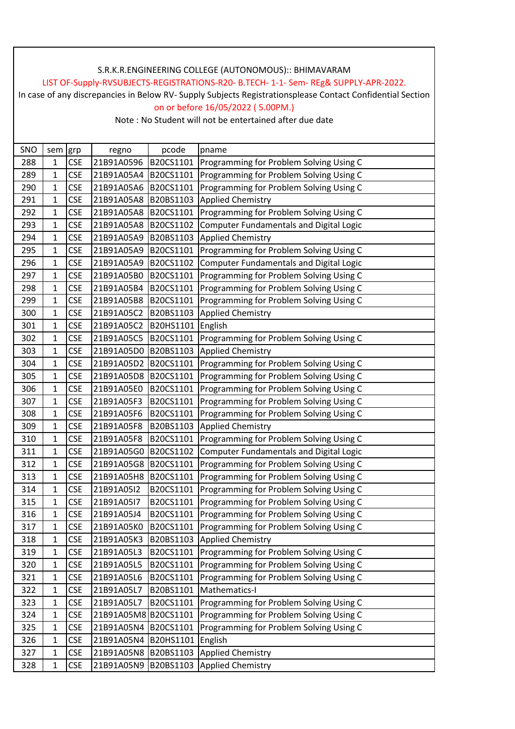S.R.K.R.ENGINEERING COLLEGE (AUTONOMOUS):: BHIMAVARAM

LIST OF-Supply-RVSUBJECTS-REGISTRATIONS-R20- B.TECH- 1-1- Sem- REg& SUPPLY-APR-2022.

In case of any discrepancies in Below RV- Supply Subjects Registrationsplease Contact Confidential Section on or before 16/05/2022 ( 5.00PM.)

Note : No Student will not be entertained after due date

| SNO | sem | grp | regno | pcode | pname |
|---|---|---|---|---|---|
| 288 | 1 | CSE | 21B91A0596 | B20CS1101 | Programming for Problem Solving Using C |
| 289 | 1 | CSE | 21B91A05A4 | B20CS1101 | Programming for Problem Solving Using C |
| 290 | 1 | CSE | 21B91A05A6 | B20CS1101 | Programming for Problem Solving Using C |
| 291 | 1 | CSE | 21B91A05A8 | B20BS1103 | Applied Chemistry |
| 292 | 1 | CSE | 21B91A05A8 | B20CS1101 | Programming for Problem Solving Using C |
| 293 | 1 | CSE | 21B91A05A8 | B20CS1102 | Computer Fundamentals and Digital Logic |
| 294 | 1 | CSE | 21B91A05A9 | B20BS1103 | Applied Chemistry |
| 295 | 1 | CSE | 21B91A05A9 | B20CS1101 | Programming for Problem Solving Using C |
| 296 | 1 | CSE | 21B91A05A9 | B20CS1102 | Computer Fundamentals and Digital Logic |
| 297 | 1 | CSE | 21B91A05B0 | B20CS1101 | Programming for Problem Solving Using C |
| 298 | 1 | CSE | 21B91A05B4 | B20CS1101 | Programming for Problem Solving Using C |
| 299 | 1 | CSE | 21B91A05B8 | B20CS1101 | Programming for Problem Solving Using C |
| 300 | 1 | CSE | 21B91A05C2 | B20BS1103 | Applied Chemistry |
| 301 | 1 | CSE | 21B91A05C2 | B20HS1101 | English |
| 302 | 1 | CSE | 21B91A05C5 | B20CS1101 | Programming for Problem Solving Using C |
| 303 | 1 | CSE | 21B91A05D0 | B20BS1103 | Applied Chemistry |
| 304 | 1 | CSE | 21B91A05D2 | B20CS1101 | Programming for Problem Solving Using C |
| 305 | 1 | CSE | 21B91A05D8 | B20CS1101 | Programming for Problem Solving Using C |
| 306 | 1 | CSE | 21B91A05E0 | B20CS1101 | Programming for Problem Solving Using C |
| 307 | 1 | CSE | 21B91A05F3 | B20CS1101 | Programming for Problem Solving Using C |
| 308 | 1 | CSE | 21B91A05F6 | B20CS1101 | Programming for Problem Solving Using C |
| 309 | 1 | CSE | 21B91A05F8 | B20BS1103 | Applied Chemistry |
| 310 | 1 | CSE | 21B91A05F8 | B20CS1101 | Programming for Problem Solving Using C |
| 311 | 1 | CSE | 21B91A05G0 | B20CS1102 | Computer Fundamentals and Digital Logic |
| 312 | 1 | CSE | 21B91A05G8 | B20CS1101 | Programming for Problem Solving Using C |
| 313 | 1 | CSE | 21B91A05H8 | B20CS1101 | Programming for Problem Solving Using C |
| 314 | 1 | CSE | 21B91A05I2 | B20CS1101 | Programming for Problem Solving Using C |
| 315 | 1 | CSE | 21B91A05I7 | B20CS1101 | Programming for Problem Solving Using C |
| 316 | 1 | CSE | 21B91A05J4 | B20CS1101 | Programming for Problem Solving Using C |
| 317 | 1 | CSE | 21B91A05K0 | B20CS1101 | Programming for Problem Solving Using C |
| 318 | 1 | CSE | 21B91A05K3 | B20BS1103 | Applied Chemistry |
| 319 | 1 | CSE | 21B91A05L3 | B20CS1101 | Programming for Problem Solving Using C |
| 320 | 1 | CSE | 21B91A05L5 | B20CS1101 | Programming for Problem Solving Using C |
| 321 | 1 | CSE | 21B91A05L6 | B20CS1101 | Programming for Problem Solving Using C |
| 322 | 1 | CSE | 21B91A05L7 | B20BS1101 | Mathematics-I |
| 323 | 1 | CSE | 21B91A05L7 | B20CS1101 | Programming for Problem Solving Using C |
| 324 | 1 | CSE | 21B91A05M8 | B20CS1101 | Programming for Problem Solving Using C |
| 325 | 1 | CSE | 21B91A05N4 | B20CS1101 | Programming for Problem Solving Using C |
| 326 | 1 | CSE | 21B91A05N4 | B20HS1101 | English |
| 327 | 1 | CSE | 21B91A05N8 | B20BS1103 | Applied Chemistry |
| 328 | 1 | CSE | 21B91A05N9 | B20BS1103 | Applied Chemistry |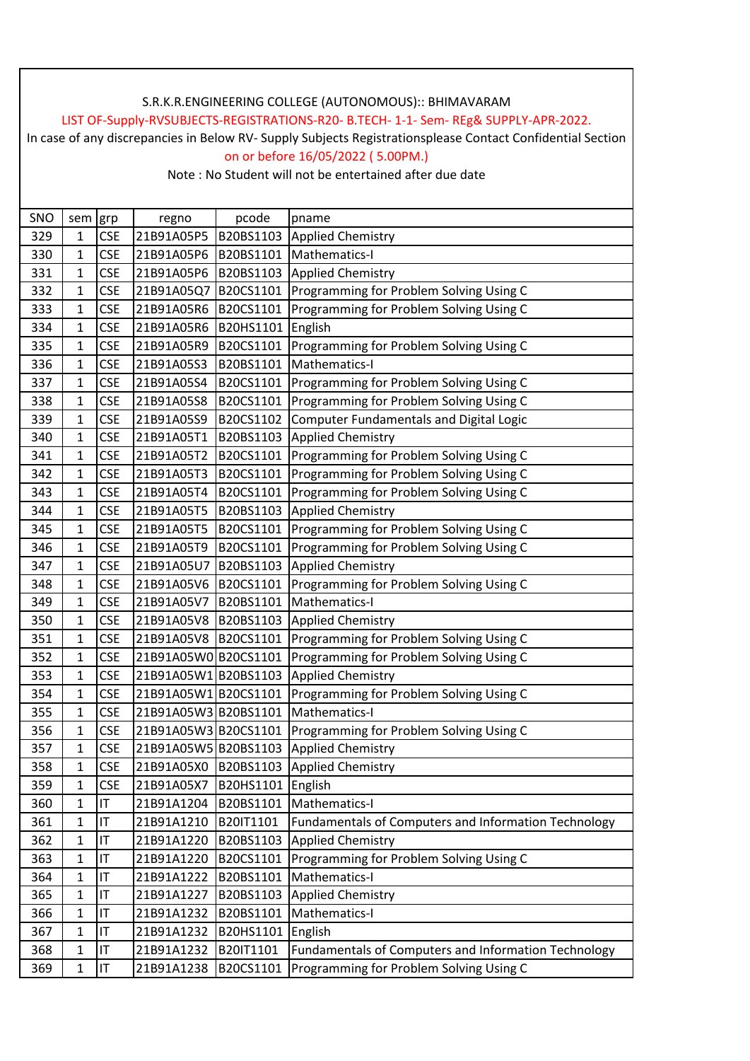S.R.K.R.ENGINEERING COLLEGE (AUTONOMOUS):: BHIMAVARAM

LIST OF-Supply-RVSUBJECTS-REGISTRATIONS-R20- B.TECH- 1-1- Sem- REg& SUPPLY-APR-2022.

In case of any discrepancies in Below RV- Supply Subjects Registrationsplease Contact Confidential Section on or before 16/05/2022 ( 5.00PM.)

Note : No Student will not be entertained after due date

| SNO | sem | grp | regno | pcode | pname |
|---|---|---|---|---|---|
| 329 | 1 | CSE | 21B91A05P5 | B20BS1103 | Applied Chemistry |
| 330 | 1 | CSE | 21B91A05P6 | B20BS1101 | Mathematics-I |
| 331 | 1 | CSE | 21B91A05P6 | B20BS1103 | Applied Chemistry |
| 332 | 1 | CSE | 21B91A05Q7 | B20CS1101 | Programming for Problem Solving Using C |
| 333 | 1 | CSE | 21B91A05R6 | B20CS1101 | Programming for Problem Solving Using C |
| 334 | 1 | CSE | 21B91A05R6 | B20HS1101 | English |
| 335 | 1 | CSE | 21B91A05R9 | B20CS1101 | Programming for Problem Solving Using C |
| 336 | 1 | CSE | 21B91A05S3 | B20BS1101 | Mathematics-I |
| 337 | 1 | CSE | 21B91A05S4 | B20CS1101 | Programming for Problem Solving Using C |
| 338 | 1 | CSE | 21B91A05S8 | B20CS1101 | Programming for Problem Solving Using C |
| 339 | 1 | CSE | 21B91A05S9 | B20CS1102 | Computer Fundamentals and Digital Logic |
| 340 | 1 | CSE | 21B91A05T1 | B20BS1103 | Applied Chemistry |
| 341 | 1 | CSE | 21B91A05T2 | B20CS1101 | Programming for Problem Solving Using C |
| 342 | 1 | CSE | 21B91A05T3 | B20CS1101 | Programming for Problem Solving Using C |
| 343 | 1 | CSE | 21B91A05T4 | B20CS1101 | Programming for Problem Solving Using C |
| 344 | 1 | CSE | 21B91A05T5 | B20BS1103 | Applied Chemistry |
| 345 | 1 | CSE | 21B91A05T5 | B20CS1101 | Programming for Problem Solving Using C |
| 346 | 1 | CSE | 21B91A05T9 | B20CS1101 | Programming for Problem Solving Using C |
| 347 | 1 | CSE | 21B91A05U7 | B20BS1103 | Applied Chemistry |
| 348 | 1 | CSE | 21B91A05V6 | B20CS1101 | Programming for Problem Solving Using C |
| 349 | 1 | CSE | 21B91A05V7 | B20BS1101 | Mathematics-I |
| 350 | 1 | CSE | 21B91A05V8 | B20BS1103 | Applied Chemistry |
| 351 | 1 | CSE | 21B91A05V8 | B20CS1101 | Programming for Problem Solving Using C |
| 352 | 1 | CSE | 21B91A05W0 | B20CS1101 | Programming for Problem Solving Using C |
| 353 | 1 | CSE | 21B91A05W1 | B20BS1103 | Applied Chemistry |
| 354 | 1 | CSE | 21B91A05W1 | B20CS1101 | Programming for Problem Solving Using C |
| 355 | 1 | CSE | 21B91A05W3 | B20BS1101 | Mathematics-I |
| 356 | 1 | CSE | 21B91A05W3 | B20CS1101 | Programming for Problem Solving Using C |
| 357 | 1 | CSE | 21B91A05W5 | B20BS1103 | Applied Chemistry |
| 358 | 1 | CSE | 21B91A05X0 | B20BS1103 | Applied Chemistry |
| 359 | 1 | CSE | 21B91A05X7 | B20HS1101 | English |
| 360 | 1 | IT | 21B91A1204 | B20BS1101 | Mathematics-I |
| 361 | 1 | IT | 21B91A1210 | B20IT1101 | Fundamentals of Computers and Information Technology |
| 362 | 1 | IT | 21B91A1220 | B20BS1103 | Applied Chemistry |
| 363 | 1 | IT | 21B91A1220 | B20CS1101 | Programming for Problem Solving Using C |
| 364 | 1 | IT | 21B91A1222 | B20BS1101 | Mathematics-I |
| 365 | 1 | IT | 21B91A1227 | B20BS1103 | Applied Chemistry |
| 366 | 1 | IT | 21B91A1232 | B20BS1101 | Mathematics-I |
| 367 | 1 | IT | 21B91A1232 | B20HS1101 | English |
| 368 | 1 | IT | 21B91A1232 | B20IT1101 | Fundamentals of Computers and Information Technology |
| 369 | 1 | IT | 21B91A1238 | B20CS1101 | Programming for Problem Solving Using C |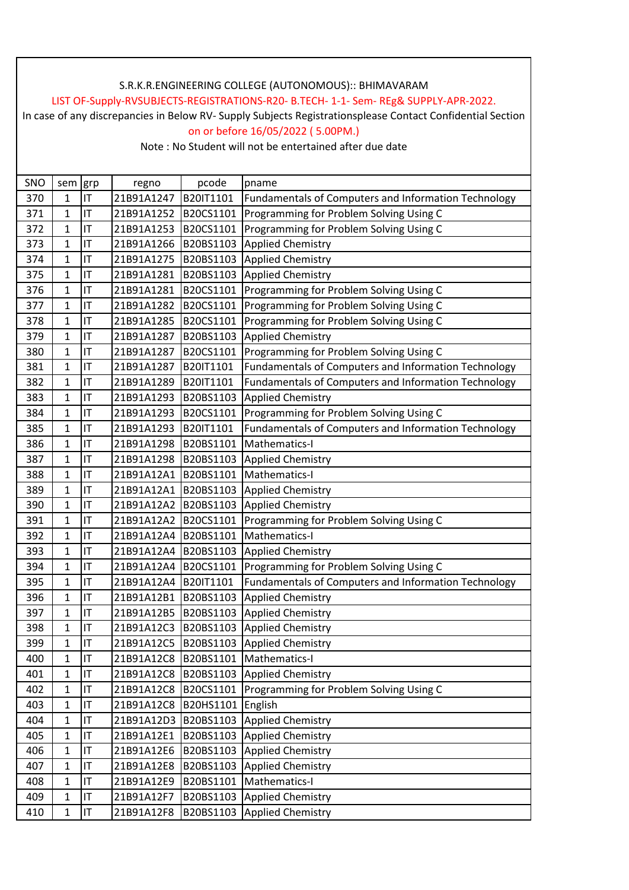S.R.K.R.ENGINEERING COLLEGE (AUTONOMOUS):: BHIMAVARAM

LIST OF-Supply-RVSUBJECTS-REGISTRATIONS-R20- B.TECH- 1-1- Sem- REg& SUPPLY-APR-2022.

In case of any discrepancies in Below RV- Supply Subjects Registrationsplease Contact Confidential Section

on or before 16/05/2022 ( 5.00PM.)

Note : No Student will not be entertained after due date

| SNO | sem | grp | regno | pcode | pname |
|---|---|---|---|---|---|
| 370 | 1 | IT | 21B91A1247 | B20IT1101 | Fundamentals of Computers and Information Technology |
| 371 | 1 | IT | 21B91A1252 | B20CS1101 | Programming for Problem Solving Using C |
| 372 | 1 | IT | 21B91A1253 | B20CS1101 | Programming for Problem Solving Using C |
| 373 | 1 | IT | 21B91A1266 | B20BS1103 | Applied Chemistry |
| 374 | 1 | IT | 21B91A1275 | B20BS1103 | Applied Chemistry |
| 375 | 1 | IT | 21B91A1281 | B20BS1103 | Applied Chemistry |
| 376 | 1 | IT | 21B91A1281 | B20CS1101 | Programming for Problem Solving Using C |
| 377 | 1 | IT | 21B91A1282 | B20CS1101 | Programming for Problem Solving Using C |
| 378 | 1 | IT | 21B91A1285 | B20CS1101 | Programming for Problem Solving Using C |
| 379 | 1 | IT | 21B91A1287 | B20BS1103 | Applied Chemistry |
| 380 | 1 | IT | 21B91A1287 | B20CS1101 | Programming for Problem Solving Using C |
| 381 | 1 | IT | 21B91A1287 | B20IT1101 | Fundamentals of Computers and Information Technology |
| 382 | 1 | IT | 21B91A1289 | B20IT1101 | Fundamentals of Computers and Information Technology |
| 383 | 1 | IT | 21B91A1293 | B20BS1103 | Applied Chemistry |
| 384 | 1 | IT | 21B91A1293 | B20CS1101 | Programming for Problem Solving Using C |
| 385 | 1 | IT | 21B91A1293 | B20IT1101 | Fundamentals of Computers and Information Technology |
| 386 | 1 | IT | 21B91A1298 | B20BS1101 | Mathematics-I |
| 387 | 1 | IT | 21B91A1298 | B20BS1103 | Applied Chemistry |
| 388 | 1 | IT | 21B91A12A1 | B20BS1101 | Mathematics-I |
| 389 | 1 | IT | 21B91A12A1 | B20BS1103 | Applied Chemistry |
| 390 | 1 | IT | 21B91A12A2 | B20BS1103 | Applied Chemistry |
| 391 | 1 | IT | 21B91A12A2 | B20CS1101 | Programming for Problem Solving Using C |
| 392 | 1 | IT | 21B91A12A4 | B20BS1101 | Mathematics-I |
| 393 | 1 | IT | 21B91A12A4 | B20BS1103 | Applied Chemistry |
| 394 | 1 | IT | 21B91A12A4 | B20CS1101 | Programming for Problem Solving Using C |
| 395 | 1 | IT | 21B91A12A4 | B20IT1101 | Fundamentals of Computers and Information Technology |
| 396 | 1 | IT | 21B91A12B1 | B20BS1103 | Applied Chemistry |
| 397 | 1 | IT | 21B91A12B5 | B20BS1103 | Applied Chemistry |
| 398 | 1 | IT | 21B91A12C3 | B20BS1103 | Applied Chemistry |
| 399 | 1 | IT | 21B91A12C5 | B20BS1103 | Applied Chemistry |
| 400 | 1 | IT | 21B91A12C8 | B20BS1101 | Mathematics-I |
| 401 | 1 | IT | 21B91A12C8 | B20BS1103 | Applied Chemistry |
| 402 | 1 | IT | 21B91A12C8 | B20CS1101 | Programming for Problem Solving Using C |
| 403 | 1 | IT | 21B91A12C8 | B20HS1101 | English |
| 404 | 1 | IT | 21B91A12D3 | B20BS1103 | Applied Chemistry |
| 405 | 1 | IT | 21B91A12E1 | B20BS1103 | Applied Chemistry |
| 406 | 1 | IT | 21B91A12E6 | B20BS1103 | Applied Chemistry |
| 407 | 1 | IT | 21B91A12E8 | B20BS1103 | Applied Chemistry |
| 408 | 1 | IT | 21B91A12E9 | B20BS1101 | Mathematics-I |
| 409 | 1 | IT | 21B91A12F7 | B20BS1103 | Applied Chemistry |
| 410 | 1 | IT | 21B91A12F8 | B20BS1103 | Applied Chemistry |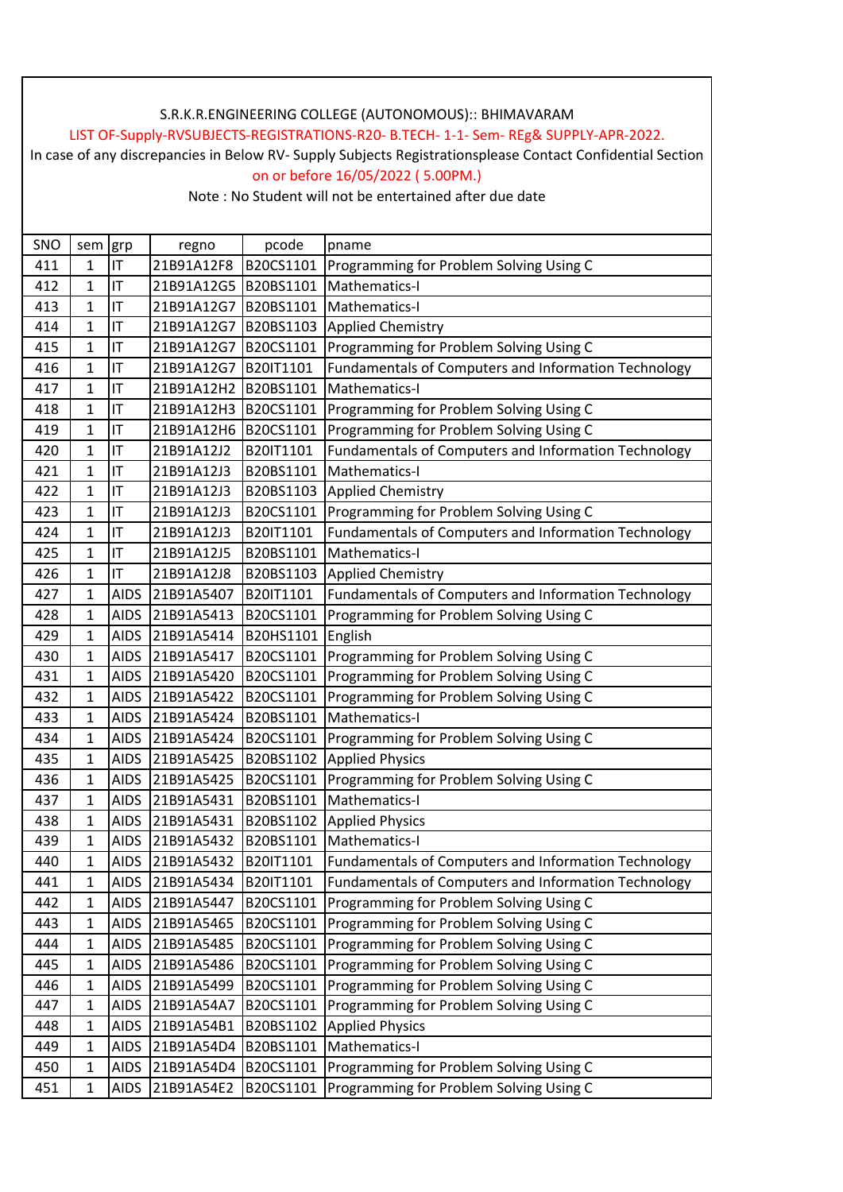S.R.K.R.ENGINEERING COLLEGE (AUTONOMOUS):: BHIMAVARAM

LIST OF-Supply-RVSUBJECTS-REGISTRATIONS-R20- B.TECH- 1-1- Sem- REg& SUPPLY-APR-2022.

In case of any discrepancies in Below RV- Supply Subjects Registrationsplease Contact Confidential Section on or before 16/05/2022 ( 5.00PM.)

Note : No Student will not be entertained after due date

| SNO | sem | grp | regno | pcode | pname |
|---|---|---|---|---|---|
| 411 | 1 | IT | 21B91A12F8 | B20CS1101 | Programming for Problem Solving Using C |
| 412 | 1 | IT | 21B91A12G5 | B20BS1101 | Mathematics-I |
| 413 | 1 | IT | 21B91A12G7 | B20BS1101 | Mathematics-I |
| 414 | 1 | IT | 21B91A12G7 | B20BS1103 | Applied Chemistry |
| 415 | 1 | IT | 21B91A12G7 | B20CS1101 | Programming for Problem Solving Using C |
| 416 | 1 | IT | 21B91A12G7 | B20IT1101 | Fundamentals of Computers and Information Technology |
| 417 | 1 | IT | 21B91A12H2 | B20BS1101 | Mathematics-I |
| 418 | 1 | IT | 21B91A12H3 | B20CS1101 | Programming for Problem Solving Using C |
| 419 | 1 | IT | 21B91A12H6 | B20CS1101 | Programming for Problem Solving Using C |
| 420 | 1 | IT | 21B91A12J2 | B20IT1101 | Fundamentals of Computers and Information Technology |
| 421 | 1 | IT | 21B91A12J3 | B20BS1101 | Mathematics-I |
| 422 | 1 | IT | 21B91A12J3 | B20BS1103 | Applied Chemistry |
| 423 | 1 | IT | 21B91A12J3 | B20CS1101 | Programming for Problem Solving Using C |
| 424 | 1 | IT | 21B91A12J3 | B20IT1101 | Fundamentals of Computers and Information Technology |
| 425 | 1 | IT | 21B91A12J5 | B20BS1101 | Mathematics-I |
| 426 | 1 | IT | 21B91A12J8 | B20BS1103 | Applied Chemistry |
| 427 | 1 | AIDS | 21B91A5407 | B20IT1101 | Fundamentals of Computers and Information Technology |
| 428 | 1 | AIDS | 21B91A5413 | B20CS1101 | Programming for Problem Solving Using C |
| 429 | 1 | AIDS | 21B91A5414 | B20HS1101 | English |
| 430 | 1 | AIDS | 21B91A5417 | B20CS1101 | Programming for Problem Solving Using C |
| 431 | 1 | AIDS | 21B91A5420 | B20CS1101 | Programming for Problem Solving Using C |
| 432 | 1 | AIDS | 21B91A5422 | B20CS1101 | Programming for Problem Solving Using C |
| 433 | 1 | AIDS | 21B91A5424 | B20BS1101 | Mathematics-I |
| 434 | 1 | AIDS | 21B91A5424 | B20CS1101 | Programming for Problem Solving Using C |
| 435 | 1 | AIDS | 21B91A5425 | B20BS1102 | Applied Physics |
| 436 | 1 | AIDS | 21B91A5425 | B20CS1101 | Programming for Problem Solving Using C |
| 437 | 1 | AIDS | 21B91A5431 | B20BS1101 | Mathematics-I |
| 438 | 1 | AIDS | 21B91A5431 | B20BS1102 | Applied Physics |
| 439 | 1 | AIDS | 21B91A5432 | B20BS1101 | Mathematics-I |
| 440 | 1 | AIDS | 21B91A5432 | B20IT1101 | Fundamentals of Computers and Information Technology |
| 441 | 1 | AIDS | 21B91A5434 | B20IT1101 | Fundamentals of Computers and Information Technology |
| 442 | 1 | AIDS | 21B91A5447 | B20CS1101 | Programming for Problem Solving Using C |
| 443 | 1 | AIDS | 21B91A5465 | B20CS1101 | Programming for Problem Solving Using C |
| 444 | 1 | AIDS | 21B91A5485 | B20CS1101 | Programming for Problem Solving Using C |
| 445 | 1 | AIDS | 21B91A5486 | B20CS1101 | Programming for Problem Solving Using C |
| 446 | 1 | AIDS | 21B91A5499 | B20CS1101 | Programming for Problem Solving Using C |
| 447 | 1 | AIDS | 21B91A54A7 | B20CS1101 | Programming for Problem Solving Using C |
| 448 | 1 | AIDS | 21B91A54B1 | B20BS1102 | Applied Physics |
| 449 | 1 | AIDS | 21B91A54D4 | B20BS1101 | Mathematics-I |
| 450 | 1 | AIDS | 21B91A54D4 | B20CS1101 | Programming for Problem Solving Using C |
| 451 | 1 | AIDS | 21B91A54E2 | B20CS1101 | Programming for Problem Solving Using C |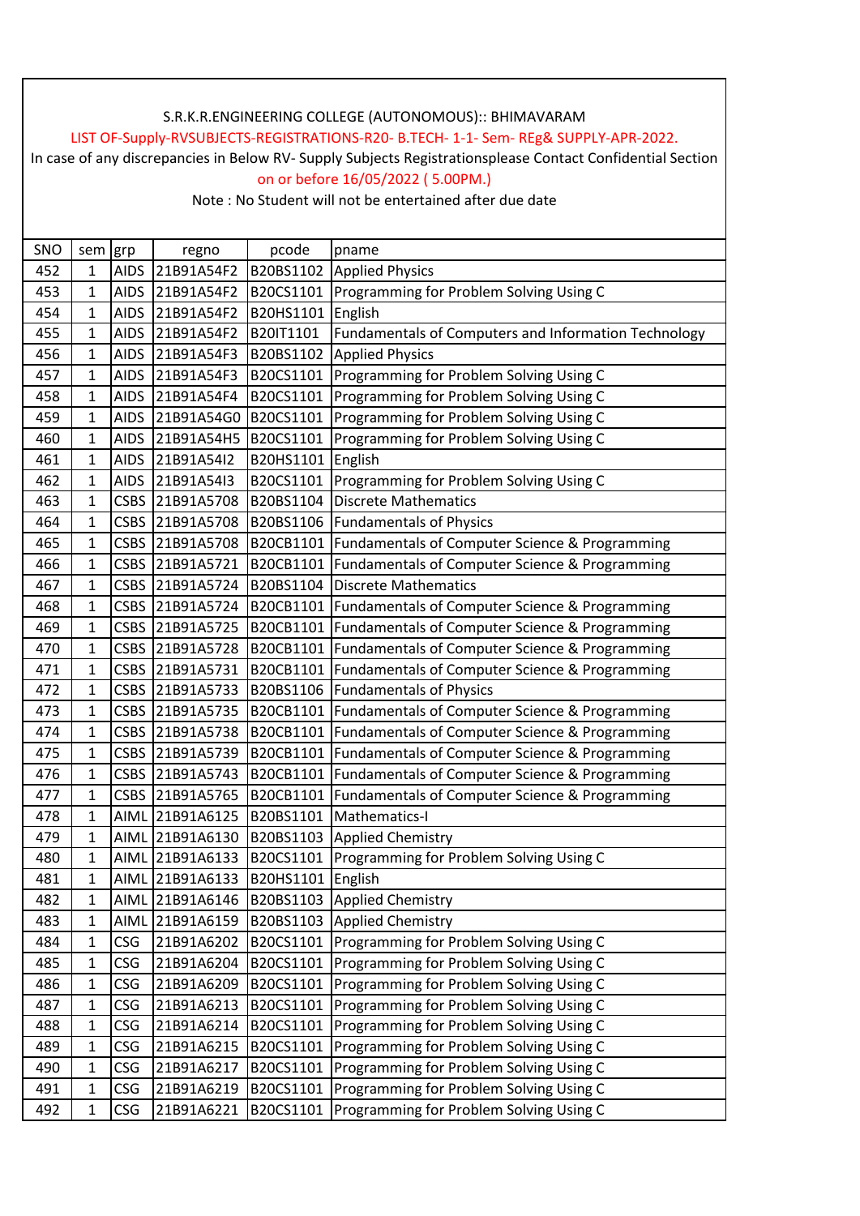S.R.K.R.ENGINEERING COLLEGE (AUTONOMOUS):: BHIMAVARAM

LIST OF-Supply-RVSUBJECTS-REGISTRATIONS-R20- B.TECH- 1-1- Sem- REg& SUPPLY-APR-2022.

In case of any discrepancies in Below RV- Supply Subjects Registrationsplease Contact Confidential Section

on or before 16/05/2022 ( 5.00PM.)

Note : No Student will not be entertained after due date

| SNO | sem | grp | regno | pcode | pname |
|---|---|---|---|---|---|
| 452 | 1 | AIDS | 21B91A54F2 | B20BS1102 | Applied Physics |
| 453 | 1 | AIDS | 21B91A54F2 | B20CS1101 | Programming for Problem Solving Using C |
| 454 | 1 | AIDS | 21B91A54F2 | B20HS1101 | English |
| 455 | 1 | AIDS | 21B91A54F2 | B20IT1101 | Fundamentals of Computers and Information Technology |
| 456 | 1 | AIDS | 21B91A54F3 | B20BS1102 | Applied Physics |
| 457 | 1 | AIDS | 21B91A54F3 | B20CS1101 | Programming for Problem Solving Using C |
| 458 | 1 | AIDS | 21B91A54F4 | B20CS1101 | Programming for Problem Solving Using C |
| 459 | 1 | AIDS | 21B91A54G0 | B20CS1101 | Programming for Problem Solving Using C |
| 460 | 1 | AIDS | 21B91A54H5 | B20CS1101 | Programming for Problem Solving Using C |
| 461 | 1 | AIDS | 21B91A54I2 | B20HS1101 | English |
| 462 | 1 | AIDS | 21B91A54I3 | B20CS1101 | Programming for Problem Solving Using C |
| 463 | 1 | CSBS | 21B91A5708 | B20BS1104 | Discrete Mathematics |
| 464 | 1 | CSBS | 21B91A5708 | B20BS1106 | Fundamentals of Physics |
| 465 | 1 | CSBS | 21B91A5708 | B20CB1101 | Fundamentals of Computer Science & Programming |
| 466 | 1 | CSBS | 21B91A5721 | B20CB1101 | Fundamentals of Computer Science & Programming |
| 467 | 1 | CSBS | 21B91A5724 | B20BS1104 | Discrete Mathematics |
| 468 | 1 | CSBS | 21B91A5724 | B20CB1101 | Fundamentals of Computer Science & Programming |
| 469 | 1 | CSBS | 21B91A5725 | B20CB1101 | Fundamentals of Computer Science & Programming |
| 470 | 1 | CSBS | 21B91A5728 | B20CB1101 | Fundamentals of Computer Science & Programming |
| 471 | 1 | CSBS | 21B91A5731 | B20CB1101 | Fundamentals of Computer Science & Programming |
| 472 | 1 | CSBS | 21B91A5733 | B20BS1106 | Fundamentals of Physics |
| 473 | 1 | CSBS | 21B91A5735 | B20CB1101 | Fundamentals of Computer Science & Programming |
| 474 | 1 | CSBS | 21B91A5738 | B20CB1101 | Fundamentals of Computer Science & Programming |
| 475 | 1 | CSBS | 21B91A5739 | B20CB1101 | Fundamentals of Computer Science & Programming |
| 476 | 1 | CSBS | 21B91A5743 | B20CB1101 | Fundamentals of Computer Science & Programming |
| 477 | 1 | CSBS | 21B91A5765 | B20CB1101 | Fundamentals of Computer Science & Programming |
| 478 | 1 | AIML | 21B91A6125 | B20BS1101 | Mathematics-I |
| 479 | 1 | AIML | 21B91A6130 | B20BS1103 | Applied Chemistry |
| 480 | 1 | AIML | 21B91A6133 | B20CS1101 | Programming for Problem Solving Using C |
| 481 | 1 | AIML | 21B91A6133 | B20HS1101 | English |
| 482 | 1 | AIML | 21B91A6146 | B20BS1103 | Applied Chemistry |
| 483 | 1 | AIML | 21B91A6159 | B20BS1103 | Applied Chemistry |
| 484 | 1 | CSG | 21B91A6202 | B20CS1101 | Programming for Problem Solving Using C |
| 485 | 1 | CSG | 21B91A6204 | B20CS1101 | Programming for Problem Solving Using C |
| 486 | 1 | CSG | 21B91A6209 | B20CS1101 | Programming for Problem Solving Using C |
| 487 | 1 | CSG | 21B91A6213 | B20CS1101 | Programming for Problem Solving Using C |
| 488 | 1 | CSG | 21B91A6214 | B20CS1101 | Programming for Problem Solving Using C |
| 489 | 1 | CSG | 21B91A6215 | B20CS1101 | Programming for Problem Solving Using C |
| 490 | 1 | CSG | 21B91A6217 | B20CS1101 | Programming for Problem Solving Using C |
| 491 | 1 | CSG | 21B91A6219 | B20CS1101 | Programming for Problem Solving Using C |
| 492 | 1 | CSG | 21B91A6221 | B20CS1101 | Programming for Problem Solving Using C |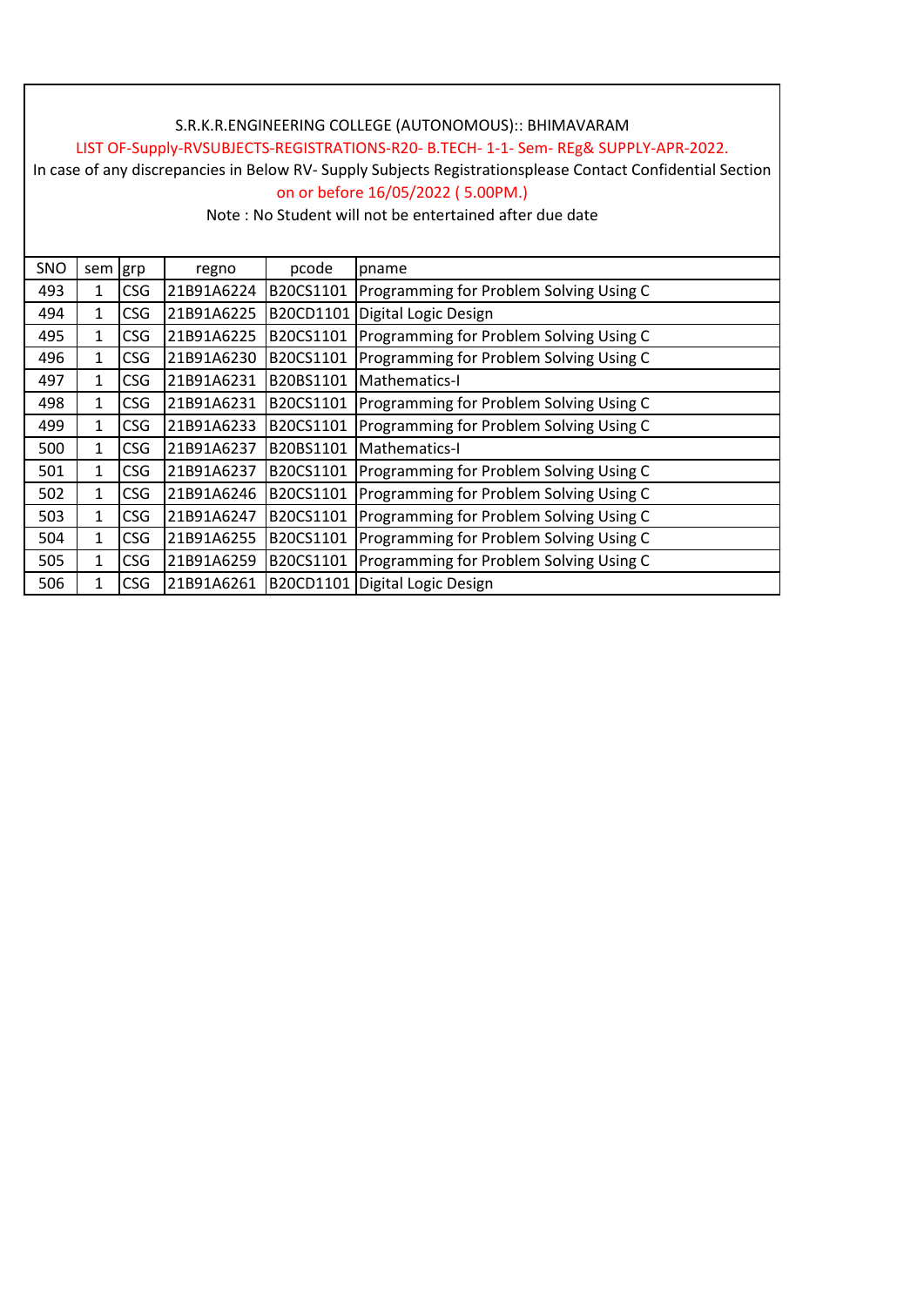S.R.K.R.ENGINEERING COLLEGE (AUTONOMOUS):: BHIMAVARAM

LIST OF-Supply-RVSUBJECTS-REGISTRATIONS-R20- B.TECH- 1-1- Sem- REg& SUPPLY-APR-2022.

In case of any discrepancies in Below RV- Supply Subjects Registrationsplease Contact Confidential Section on or before 16/05/2022 ( 5.00PM.)

Note : No Student will not be entertained after due date

| SNO | sem | grp | regno | pcode | pname |
|---|---|---|---|---|---|
| 493 | 1 | CSG | 21B91A6224 | B20CS1101 | Programming for Problem Solving Using C |
| 494 | 1 | CSG | 21B91A6225 | B20CD1101 | Digital Logic Design |
| 495 | 1 | CSG | 21B91A6225 | B20CS1101 | Programming for Problem Solving Using C |
| 496 | 1 | CSG | 21B91A6230 | B20CS1101 | Programming for Problem Solving Using C |
| 497 | 1 | CSG | 21B91A6231 | B20BS1101 | Mathematics-I |
| 498 | 1 | CSG | 21B91A6231 | B20CS1101 | Programming for Problem Solving Using C |
| 499 | 1 | CSG | 21B91A6233 | B20CS1101 | Programming for Problem Solving Using C |
| 500 | 1 | CSG | 21B91A6237 | B20BS1101 | Mathematics-I |
| 501 | 1 | CSG | 21B91A6237 | B20CS1101 | Programming for Problem Solving Using C |
| 502 | 1 | CSG | 21B91A6246 | B20CS1101 | Programming for Problem Solving Using C |
| 503 | 1 | CSG | 21B91A6247 | B20CS1101 | Programming for Problem Solving Using C |
| 504 | 1 | CSG | 21B91A6255 | B20CS1101 | Programming for Problem Solving Using C |
| 505 | 1 | CSG | 21B91A6259 | B20CS1101 | Programming for Problem Solving Using C |
| 506 | 1 | CSG | 21B91A6261 | B20CD1101 | Digital Logic Design |